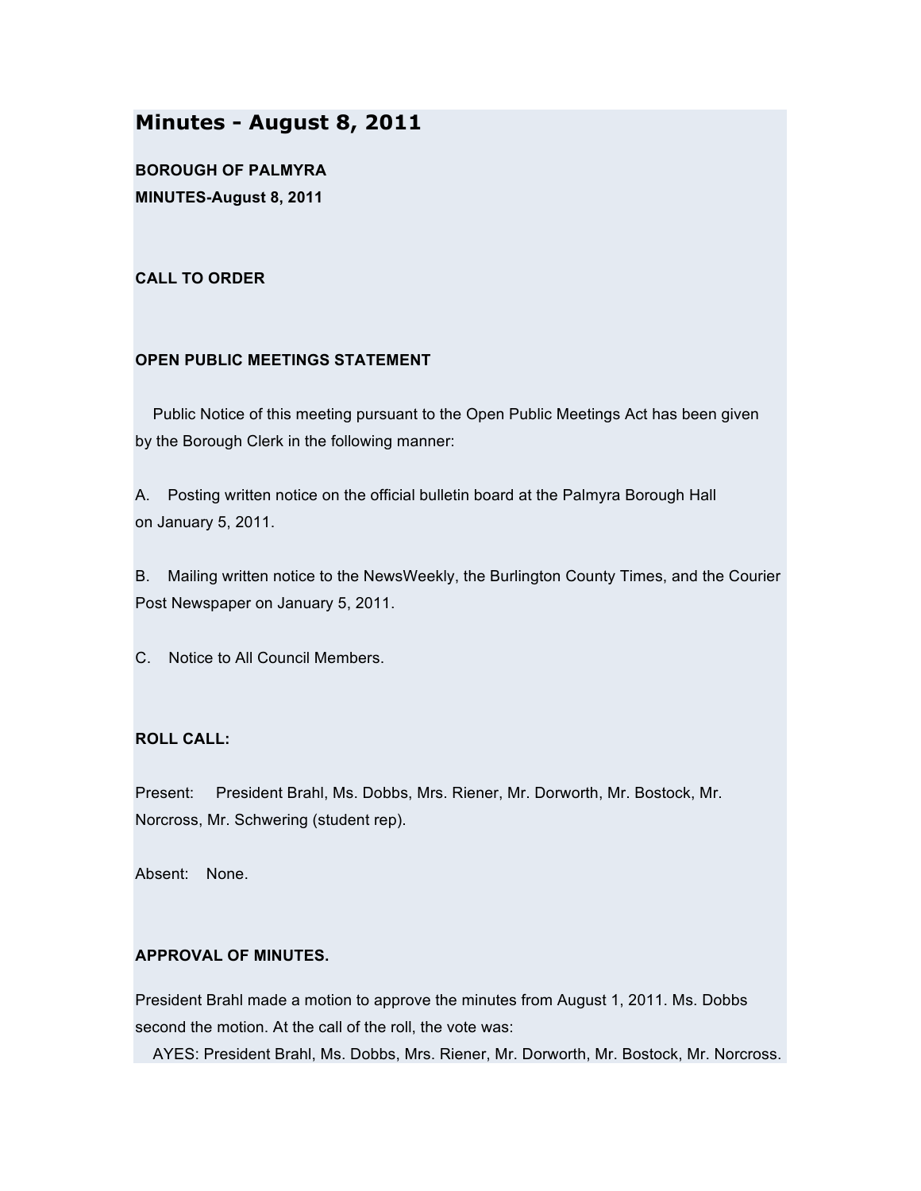# Minutes - August 8, 2011

**BOROUGH OF PALMYRA**
**MINUTES-August 8, 2011**

**CALL TO ORDER**

**OPEN PUBLIC MEETINGS STATEMENT**

Public Notice of this meeting pursuant to the Open Public Meetings Act has been given by the Borough Clerk in the following manner:

A. Posting written notice on the official bulletin board at the Palmyra Borough Hall on January 5, 2011.

B. Mailing written notice to the NewsWeekly, the Burlington County Times, and the Courier Post Newspaper on January 5, 2011.

C. Notice to All Council Members.

**ROLL CALL:**

Present: President Brahl, Ms. Dobbs, Mrs. Riener, Mr. Dorworth, Mr. Bostock, Mr. Norcross, Mr. Schwering (student rep).

Absent: None.

**APPROVAL OF MINUTES.**

President Brahl made a motion to approve the minutes from August 1, 2011. Ms. Dobbs second the motion. At the call of the roll, the vote was:

AYES: President Brahl, Ms. Dobbs, Mrs. Riener, Mr. Dorworth, Mr. Bostock, Mr. Norcross.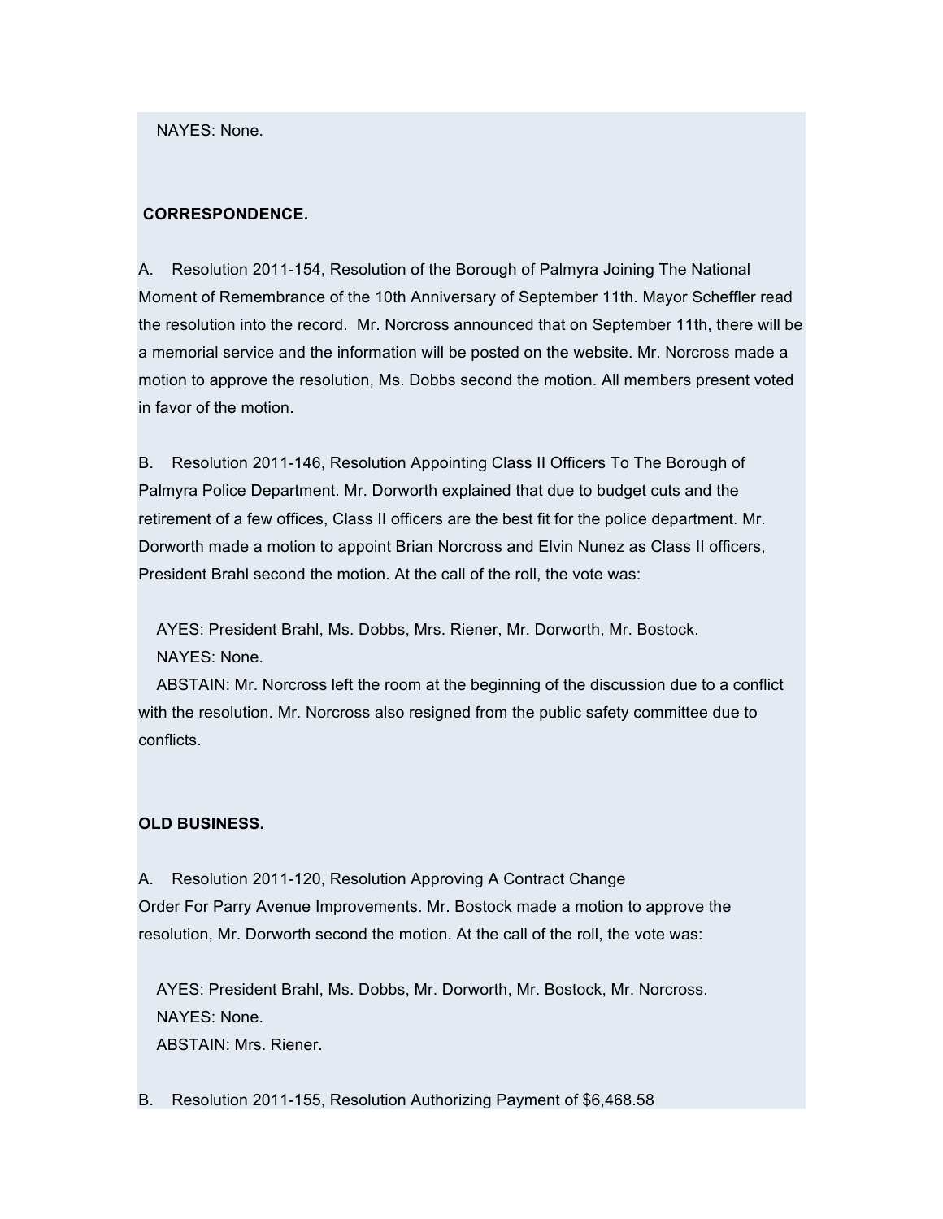NAYES: None.

**CORRESPONDENCE.**

A. Resolution 2011-154, Resolution of the Borough of Palmyra Joining The National Moment of Remembrance of the 10th Anniversary of September 11th. Mayor Scheffler read the resolution into the record. Mr. Norcross announced that on September 11th, there will be a memorial service and the information will be posted on the website. Mr. Norcross made a motion to approve the resolution, Ms. Dobbs second the motion. All members present voted in favor of the motion.

B. Resolution 2011-146, Resolution Appointing Class II Officers To The Borough of Palmyra Police Department. Mr. Dorworth explained that due to budget cuts and the retirement of a few offices, Class II officers are the best fit for the police department. Mr. Dorworth made a motion to appoint Brian Norcross and Elvin Nunez as Class II officers, President Brahl second the motion. At the call of the roll, the vote was:

AYES: President Brahl, Ms. Dobbs, Mrs. Riener, Mr. Dorworth, Mr. Bostock.
NAYES: None.
ABSTAIN: Mr. Norcross left the room at the beginning of the discussion due to a conflict with the resolution. Mr. Norcross also resigned from the public safety committee due to conflicts.

**OLD BUSINESS.**

A. Resolution 2011-120, Resolution Approving A Contract Change Order For Parry Avenue Improvements. Mr. Bostock made a motion to approve the resolution, Mr. Dorworth second the motion. At the call of the roll, the vote was:

AYES: President Brahl, Ms. Dobbs, Mr. Dorworth, Mr. Bostock, Mr. Norcross.
NAYES: None.
ABSTAIN: Mrs. Riener.

B. Resolution 2011-155, Resolution Authorizing Payment of $6,468.58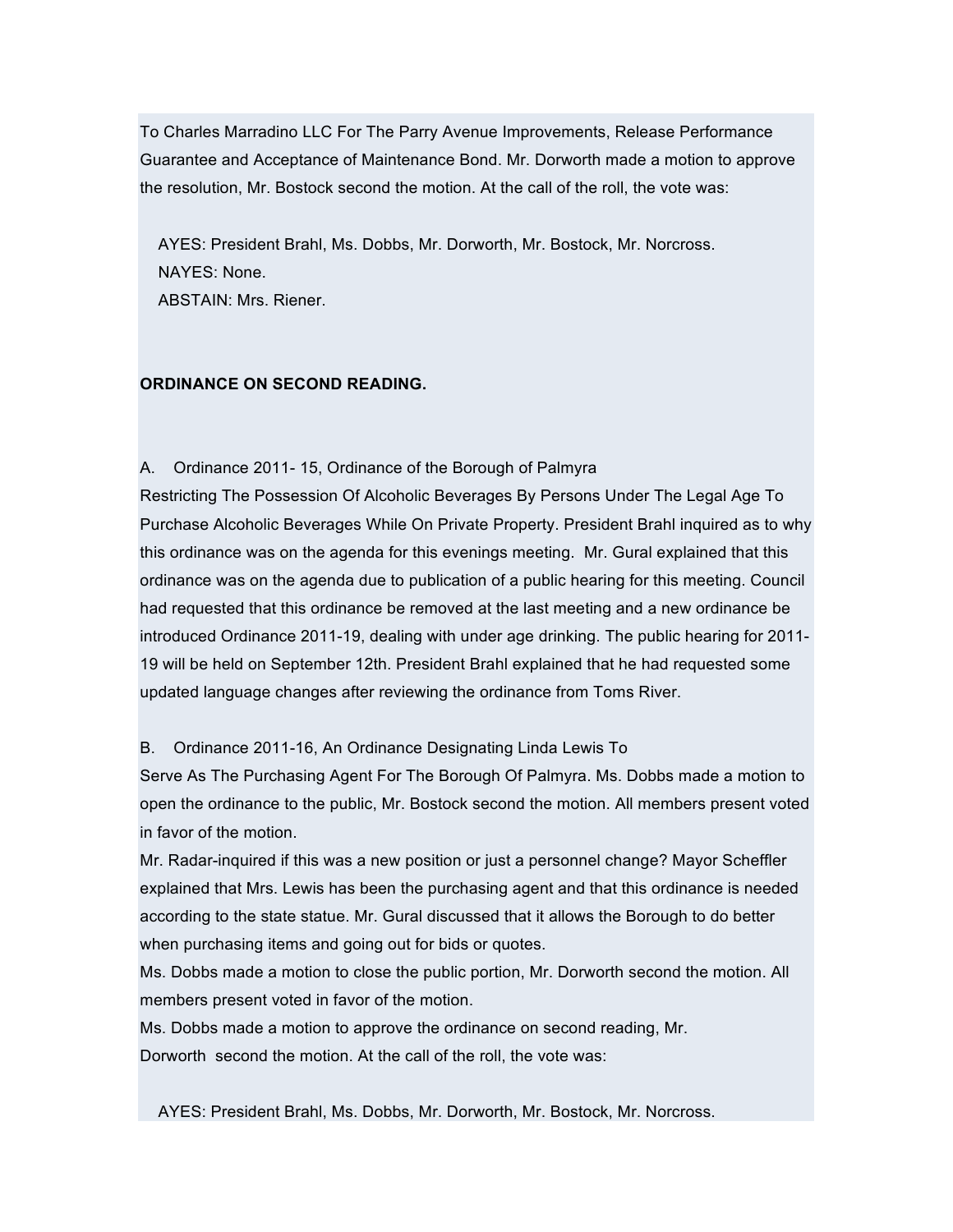To Charles Marradino LLC For The Parry Avenue Improvements, Release Performance Guarantee and Acceptance of Maintenance Bond. Mr. Dorworth made a motion to approve the resolution, Mr. Bostock second the motion. At the call of the roll, the vote was:

AYES: President Brahl, Ms. Dobbs, Mr. Dorworth, Mr. Bostock, Mr. Norcross.
NAYES: None.
ABSTAIN: Mrs. Riener.

**ORDINANCE ON SECOND READING.**

A. Ordinance 2011- 15, Ordinance of the Borough of Palmyra Restricting The Possession Of Alcoholic Beverages By Persons Under The Legal Age To Purchase Alcoholic Beverages While On Private Property. President Brahl inquired as to why this ordinance was on the agenda for this evenings meeting. Mr. Gural explained that this ordinance was on the agenda due to publication of a public hearing for this meeting. Council had requested that this ordinance be removed at the last meeting and a new ordinance be introduced Ordinance 2011-19, dealing with under age drinking. The public hearing for 2011-19 will be held on September 12th. President Brahl explained that he had requested some updated language changes after reviewing the ordinance from Toms River.

B. Ordinance 2011-16, An Ordinance Designating Linda Lewis To Serve As The Purchasing Agent For The Borough Of Palmyra. Ms. Dobbs made a motion to open the ordinance to the public, Mr. Bostock second the motion. All members present voted in favor of the motion.

Mr. Radar-inquired if this was a new position or just a personnel change? Mayor Scheffler explained that Mrs. Lewis has been the purchasing agent and that this ordinance is needed according to the state statue. Mr. Gural discussed that it allows the Borough to do better when purchasing items and going out for bids or quotes.

Ms. Dobbs made a motion to close the public portion, Mr. Dorworth second the motion. All members present voted in favor of the motion.

Ms. Dobbs made a motion to approve the ordinance on second reading, Mr. Dorworth second the motion. At the call of the roll, the vote was:

AYES: President Brahl, Ms. Dobbs, Mr. Dorworth, Mr. Bostock, Mr. Norcross.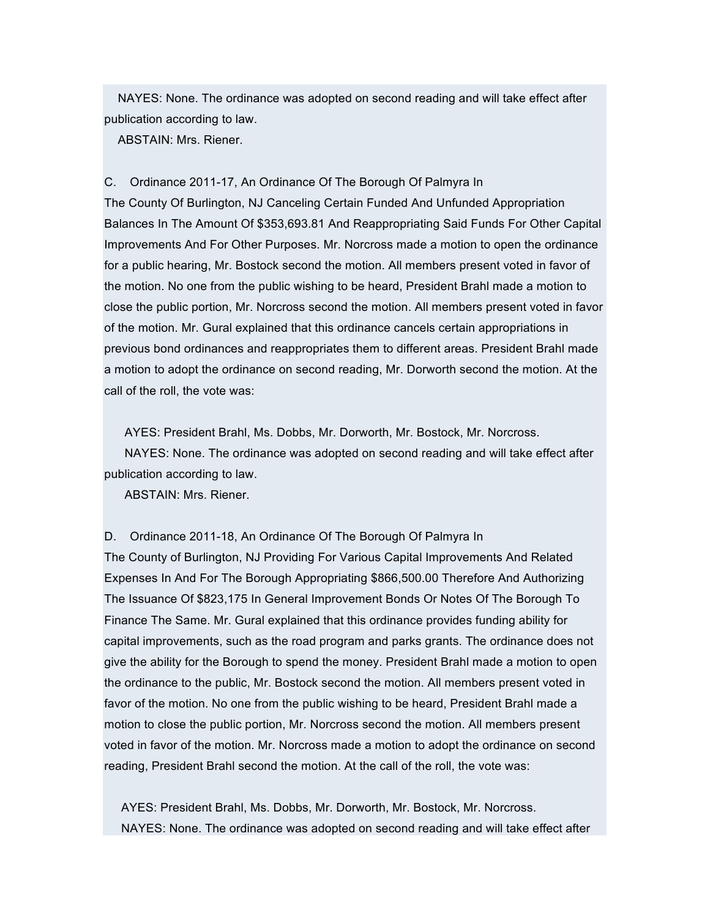NAYES: None. The ordinance was adopted on second reading and will take effect after publication according to law.

ABSTAIN: Mrs. Riener.

C. Ordinance 2011-17, An Ordinance Of The Borough Of Palmyra In The County Of Burlington, NJ Canceling Certain Funded And Unfunded Appropriation Balances In The Amount Of $353,693.81 And Reappropriating Said Funds For Other Capital Improvements And For Other Purposes. Mr. Norcross made a motion to open the ordinance for a public hearing, Mr. Bostock second the motion. All members present voted in favor of the motion. No one from the public wishing to be heard, President Brahl made a motion to close the public portion, Mr. Norcross second the motion. All members present voted in favor of the motion. Mr. Gural explained that this ordinance cancels certain appropriations in previous bond ordinances and reappropriates them to different areas. President Brahl made a motion to adopt the ordinance on second reading, Mr. Dorworth second the motion. At the call of the roll, the vote was:

AYES: President Brahl, Ms. Dobbs, Mr. Dorworth, Mr. Bostock, Mr. Norcross.

NAYES: None. The ordinance was adopted on second reading and will take effect after publication according to law.

ABSTAIN: Mrs. Riener.

D. Ordinance 2011-18, An Ordinance Of The Borough Of Palmyra In The County of Burlington, NJ Providing For Various Capital Improvements And Related Expenses In And For The Borough Appropriating $866,500.00 Therefore And Authorizing The Issuance Of $823,175 In General Improvement Bonds Or Notes Of The Borough To Finance The Same. Mr. Gural explained that this ordinance provides funding ability for capital improvements, such as the road program and parks grants. The ordinance does not give the ability for the Borough to spend the money. President Brahl made a motion to open the ordinance to the public, Mr. Bostock second the motion. All members present voted in favor of the motion. No one from the public wishing to be heard, President Brahl made a motion to close the public portion, Mr. Norcross second the motion. All members present voted in favor of the motion. Mr. Norcross made a motion to adopt the ordinance on second reading, President Brahl second the motion. At the call of the roll, the vote was:

AYES: President Brahl, Ms. Dobbs, Mr. Dorworth, Mr. Bostock, Mr. Norcross.

NAYES: None. The ordinance was adopted on second reading and will take effect after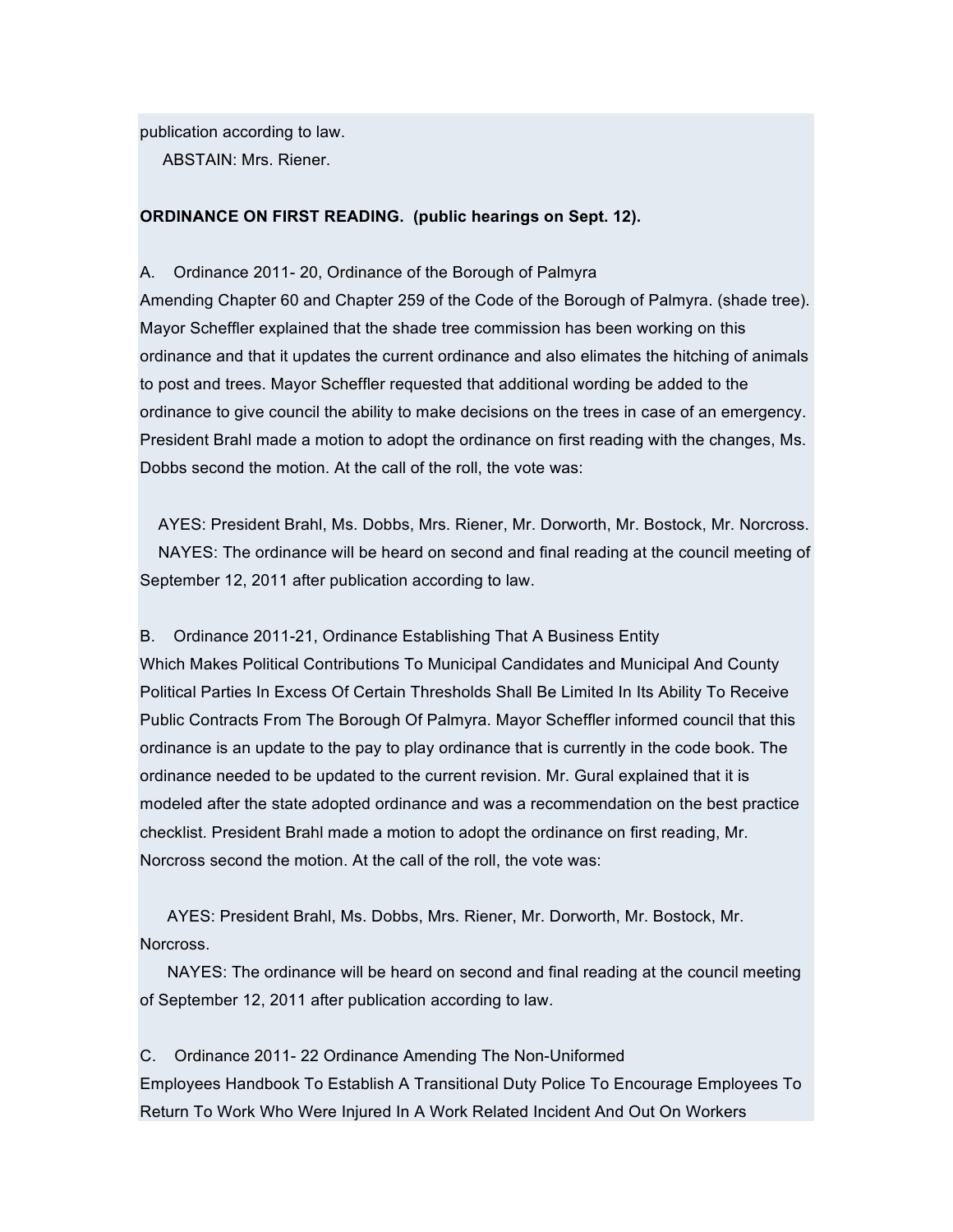publication according to law.

ABSTAIN: Mrs. Riener.

**ORDINANCE ON FIRST READING. (public hearings on Sept. 12).**

A. Ordinance 2011- 20, Ordinance of the Borough of Palmyra Amending Chapter 60 and Chapter 259 of the Code of the Borough of Palmyra. (shade tree). Mayor Scheffler explained that the shade tree commission has been working on this ordinance and that it updates the current ordinance and also elimates the hitching of animals to post and trees. Mayor Scheffler requested that additional wording be added to the ordinance to give council the ability to make decisions on the trees in case of an emergency. President Brahl made a motion to adopt the ordinance on first reading with the changes, Ms. Dobbs second the motion. At the call of the roll, the vote was:

AYES: President Brahl, Ms. Dobbs, Mrs. Riener, Mr. Dorworth, Mr. Bostock, Mr. Norcross.

NAYES: The ordinance will be heard on second and final reading at the council meeting of September 12, 2011 after publication according to law.

B. Ordinance 2011-21, Ordinance Establishing That A Business Entity Which Makes Political Contributions To Municipal Candidates and Municipal And County Political Parties In Excess Of Certain Thresholds Shall Be Limited In Its Ability To Receive Public Contracts From The Borough Of Palmyra. Mayor Scheffler informed council that this ordinance is an update to the pay to play ordinance that is currently in the code book. The ordinance needed to be updated to the current revision. Mr. Gural explained that it is modeled after the state adopted ordinance and was a recommendation on the best practice checklist. President Brahl made a motion to adopt the ordinance on first reading, Mr. Norcross second the motion. At the call of the roll, the vote was:

AYES: President Brahl, Ms. Dobbs, Mrs. Riener, Mr. Dorworth, Mr. Bostock, Mr. Norcross.

NAYES: The ordinance will be heard on second and final reading at the council meeting of September 12, 2011 after publication according to law.

C. Ordinance 2011- 22 Ordinance Amending The Non-Uniformed Employees Handbook To Establish A Transitional Duty Police To Encourage Employees To Return To Work Who Were Injured In A Work Related Incident And Out On Workers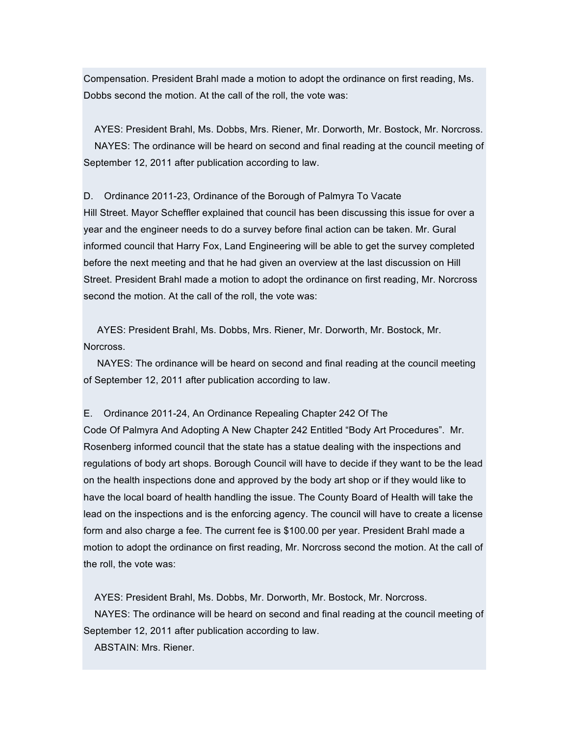Compensation. President Brahl made a motion to adopt the ordinance on first reading, Ms. Dobbs second the motion. At the call of the roll, the vote was:

AYES: President Brahl, Ms. Dobbs, Mrs. Riener, Mr. Dorworth, Mr. Bostock, Mr. Norcross.
NAYES: The ordinance will be heard on second and final reading at the council meeting of September 12, 2011 after publication according to law.

D. Ordinance 2011-23, Ordinance of the Borough of Palmyra To Vacate Hill Street. Mayor Scheffler explained that council has been discussing this issue for over a year and the engineer needs to do a survey before final action can be taken. Mr. Gural informed council that Harry Fox, Land Engineering will be able to get the survey completed before the next meeting and that he had given an overview at the last discussion on Hill Street. President Brahl made a motion to adopt the ordinance on first reading, Mr. Norcross second the motion. At the call of the roll, the vote was:

AYES: President Brahl, Ms. Dobbs, Mrs. Riener, Mr. Dorworth, Mr. Bostock, Mr. Norcross.
NAYES: The ordinance will be heard on second and final reading at the council meeting of September 12, 2011 after publication according to law.

E. Ordinance 2011-24, An Ordinance Repealing Chapter 242 Of The Code Of Palmyra And Adopting A New Chapter 242 Entitled "Body Art Procedures". Mr. Rosenberg informed council that the state has a statue dealing with the inspections and regulations of body art shops. Borough Council will have to decide if they want to be the lead on the health inspections done and approved by the body art shop or if they would like to have the local board of health handling the issue. The County Board of Health will take the lead on the inspections and is the enforcing agency. The council will have to create a license form and also charge a fee. The current fee is $100.00 per year. President Brahl made a motion to adopt the ordinance on first reading, Mr. Norcross second the motion. At the call of the roll, the vote was:

AYES: President Brahl, Ms. Dobbs, Mr. Dorworth, Mr. Bostock, Mr. Norcross.
NAYES: The ordinance will be heard on second and final reading at the council meeting of September 12, 2011 after publication according to law.
ABSTAIN: Mrs. Riener.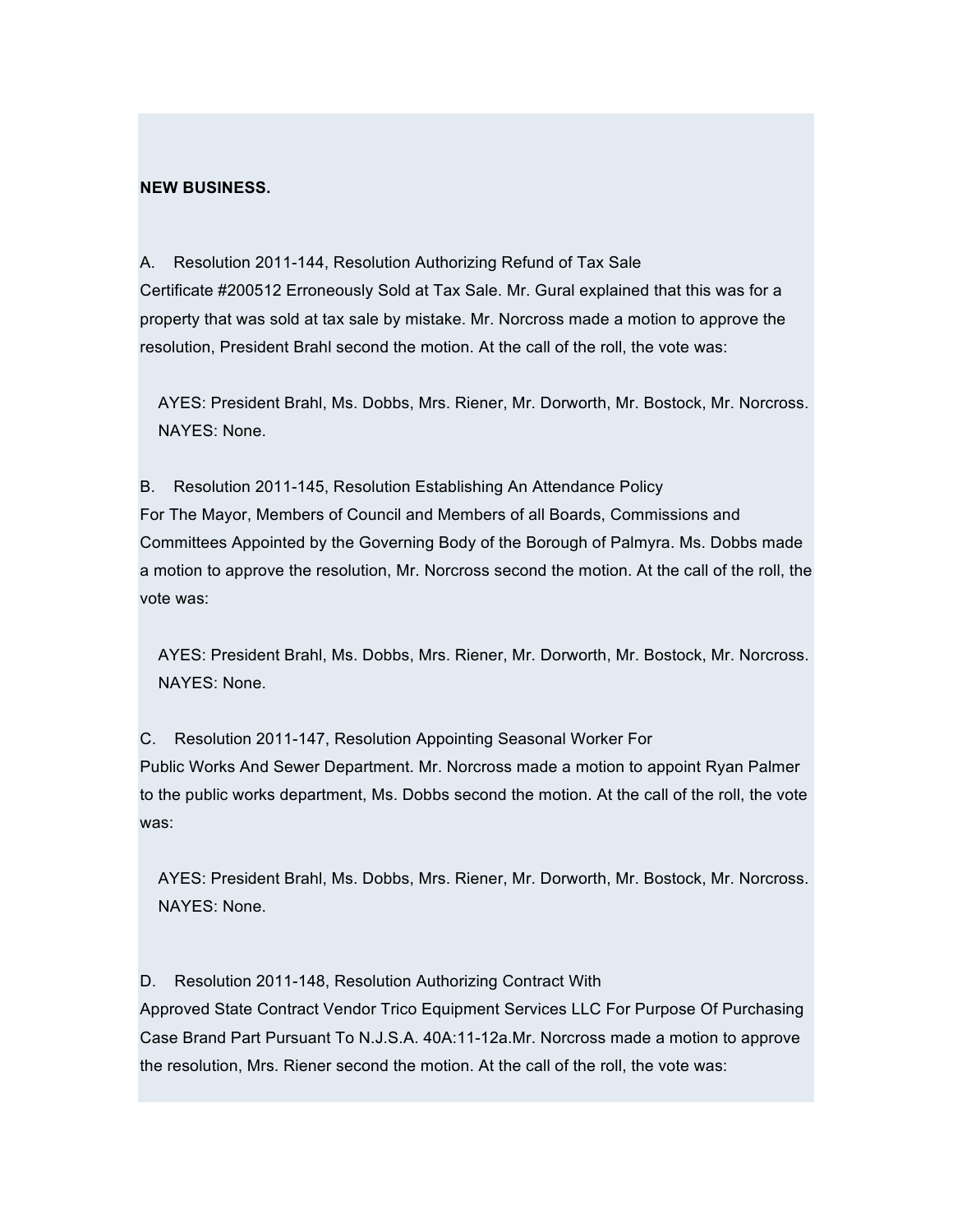**NEW BUSINESS.**

A. Resolution 2011-144, Resolution Authorizing Refund of Tax Sale Certificate #200512 Erroneously Sold at Tax Sale. Mr. Gural explained that this was for a property that was sold at tax sale by mistake. Mr. Norcross made a motion to approve the resolution, President Brahl second the motion. At the call of the roll, the vote was:

AYES: President Brahl, Ms. Dobbs, Mrs. Riener, Mr. Dorworth, Mr. Bostock, Mr. Norcross.
NAYES: None.

B. Resolution 2011-145, Resolution Establishing An Attendance Policy For The Mayor, Members of Council and Members of all Boards, Commissions and Committees Appointed by the Governing Body of the Borough of Palmyra. Ms. Dobbs made a motion to approve the resolution, Mr. Norcross second the motion. At the call of the roll, the vote was:

AYES: President Brahl, Ms. Dobbs, Mrs. Riener, Mr. Dorworth, Mr. Bostock, Mr. Norcross.
NAYES: None.

C. Resolution 2011-147, Resolution Appointing Seasonal Worker For Public Works And Sewer Department. Mr. Norcross made a motion to appoint Ryan Palmer to the public works department, Ms. Dobbs second the motion. At the call of the roll, the vote was:

AYES: President Brahl, Ms. Dobbs, Mrs. Riener, Mr. Dorworth, Mr. Bostock, Mr. Norcross.
NAYES: None.

D. Resolution 2011-148, Resolution Authorizing Contract With Approved State Contract Vendor Trico Equipment Services LLC For Purpose Of Purchasing Case Brand Part Pursuant To N.J.S.A. 40A:11-12a.Mr. Norcross made a motion to approve the resolution, Mrs. Riener second the motion. At the call of the roll, the vote was: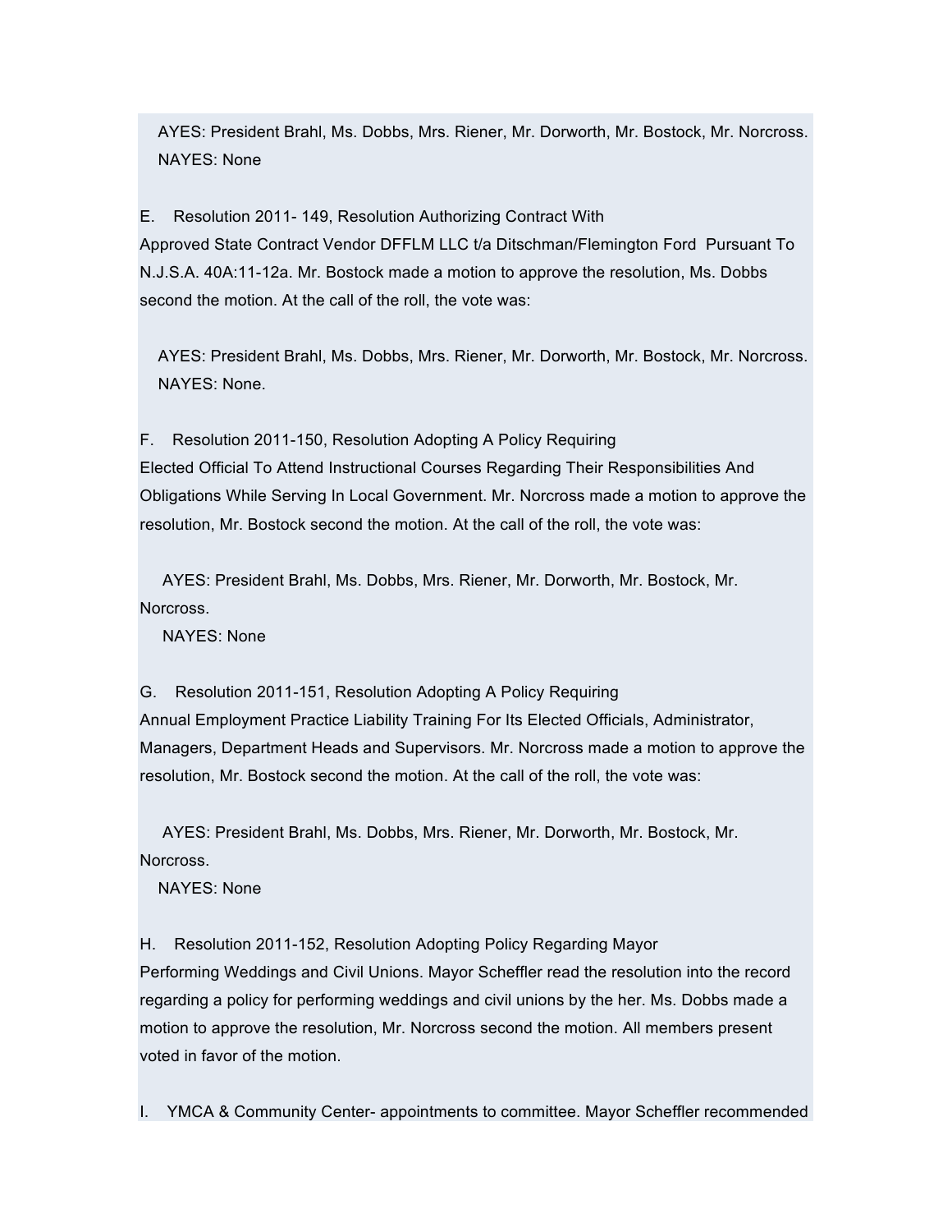AYES: President Brahl, Ms. Dobbs, Mrs. Riener, Mr. Dorworth, Mr. Bostock, Mr. Norcross.
NAYES: None

E. Resolution 2011- 149, Resolution Authorizing Contract With Approved State Contract Vendor DFFLM LLC t/a Ditschman/Flemington Ford Pursuant To N.J.S.A. 40A:11-12a. Mr. Bostock made a motion to approve the resolution, Ms. Dobbs second the motion. At the call of the roll, the vote was:

AYES: President Brahl, Ms. Dobbs, Mrs. Riener, Mr. Dorworth, Mr. Bostock, Mr. Norcross.
NAYES: None.

F. Resolution 2011-150, Resolution Adopting A Policy Requiring Elected Official To Attend Instructional Courses Regarding Their Responsibilities And Obligations While Serving In Local Government. Mr. Norcross made a motion to approve the resolution, Mr. Bostock second the motion. At the call of the roll, the vote was:

AYES: President Brahl, Ms. Dobbs, Mrs. Riener, Mr. Dorworth, Mr. Bostock, Mr. Norcross.
NAYES: None

G. Resolution 2011-151, Resolution Adopting A Policy Requiring Annual Employment Practice Liability Training For Its Elected Officials, Administrator, Managers, Department Heads and Supervisors. Mr. Norcross made a motion to approve the resolution, Mr. Bostock second the motion. At the call of the roll, the vote was:

AYES: President Brahl, Ms. Dobbs, Mrs. Riener, Mr. Dorworth, Mr. Bostock, Mr. Norcross.
NAYES: None

H. Resolution 2011-152, Resolution Adopting Policy Regarding Mayor Performing Weddings and Civil Unions. Mayor Scheffler read the resolution into the record regarding a policy for performing weddings and civil unions by the her. Ms. Dobbs made a motion to approve the resolution, Mr. Norcross second the motion. All members present voted in favor of the motion.

I. YMCA & Community Center- appointments to committee. Mayor Scheffler recommended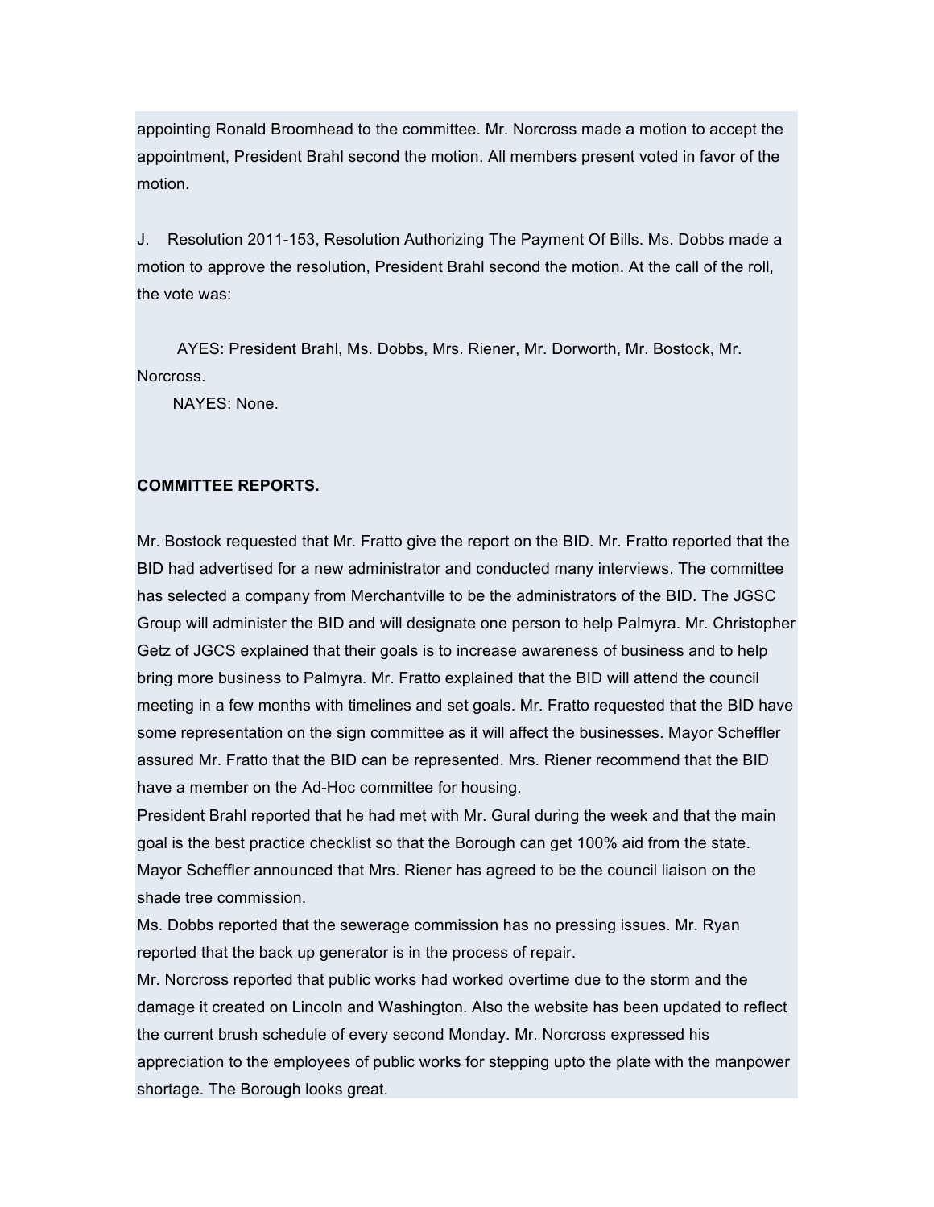appointing Ronald Broomhead to the committee. Mr. Norcross made a motion to accept the appointment, President Brahl second the motion. All members present voted in favor of the motion.

J. Resolution 2011-153, Resolution Authorizing The Payment Of Bills. Ms. Dobbs made a motion to approve the resolution, President Brahl second the motion. At the call of the roll, the vote was:

AYES: President Brahl, Ms. Dobbs, Mrs. Riener, Mr. Dorworth, Mr. Bostock, Mr. Norcross.
NAYES: None.

**COMMITTEE REPORTS.**

Mr. Bostock requested that Mr. Fratto give the report on the BID. Mr. Fratto reported that the BID had advertised for a new administrator and conducted many interviews. The committee has selected a company from Merchantville to be the administrators of the BID. The JGSC Group will administer the BID and will designate one person to help Palmyra. Mr. Christopher Getz of JGCS explained that their goals is to increase awareness of business and to help bring more business to Palmyra. Mr. Fratto explained that the BID will attend the council meeting in a few months with timelines and set goals. Mr. Fratto requested that the BID have some representation on the sign committee as it will affect the businesses. Mayor Scheffler assured Mr. Fratto that the BID can be represented. Mrs. Riener recommend that the BID have a member on the Ad-Hoc committee for housing.
President Brahl reported that he had met with Mr. Gural during the week and that the main goal is the best practice checklist so that the Borough can get 100% aid from the state.
Mayor Scheffler announced that Mrs. Riener has agreed to be the council liaison on the shade tree commission.
Ms. Dobbs reported that the sewerage commission has no pressing issues. Mr. Ryan reported that the back up generator is in the process of repair.
Mr. Norcross reported that public works had worked overtime due to the storm and the damage it created on Lincoln and Washington. Also the website has been updated to reflect the current brush schedule of every second Monday. Mr. Norcross expressed his appreciation to the employees of public works for stepping upto the plate with the manpower shortage. The Borough looks great.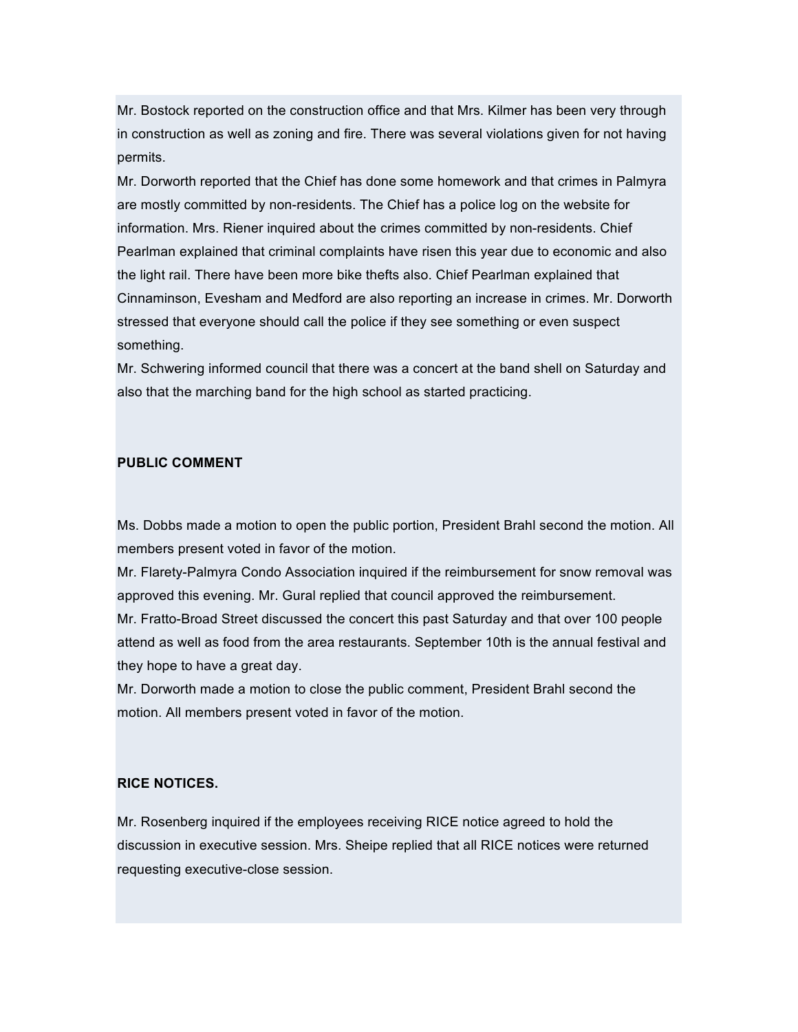Mr. Bostock reported on the construction office and that Mrs. Kilmer has been very through in construction as well as zoning and fire. There was several violations given for not having permits.

Mr. Dorworth reported that the Chief has done some homework and that crimes in Palmyra are mostly committed by non-residents. The Chief has a police log on the website for information. Mrs. Riener inquired about the crimes committed by non-residents. Chief Pearlman explained that criminal complaints have risen this year due to economic and also the light rail. There have been more bike thefts also. Chief Pearlman explained that Cinnaminson, Evesham and Medford are also reporting an increase in crimes. Mr. Dorworth stressed that everyone should call the police if they see something or even suspect something.

Mr. Schwering informed council that there was a concert at the band shell on Saturday and also that the marching band for the high school as started practicing.

**PUBLIC COMMENT**

Ms. Dobbs made a motion to open the public portion, President Brahl second the motion. All members present voted in favor of the motion.

Mr. Flarety-Palmyra Condo Association inquired if the reimbursement for snow removal was approved this evening. Mr. Gural replied that council approved the reimbursement.

Mr. Fratto-Broad Street discussed the concert this past Saturday and that over 100 people attend as well as food from the area restaurants. September 10th is the annual festival and they hope to have a great day.

Mr. Dorworth made a motion to close the public comment, President Brahl second the motion. All members present voted in favor of the motion.

**RICE NOTICES.**

Mr. Rosenberg inquired if the employees receiving RICE notice agreed to hold the discussion in executive session. Mrs. Sheipe replied that all RICE notices were returned requesting executive-close session.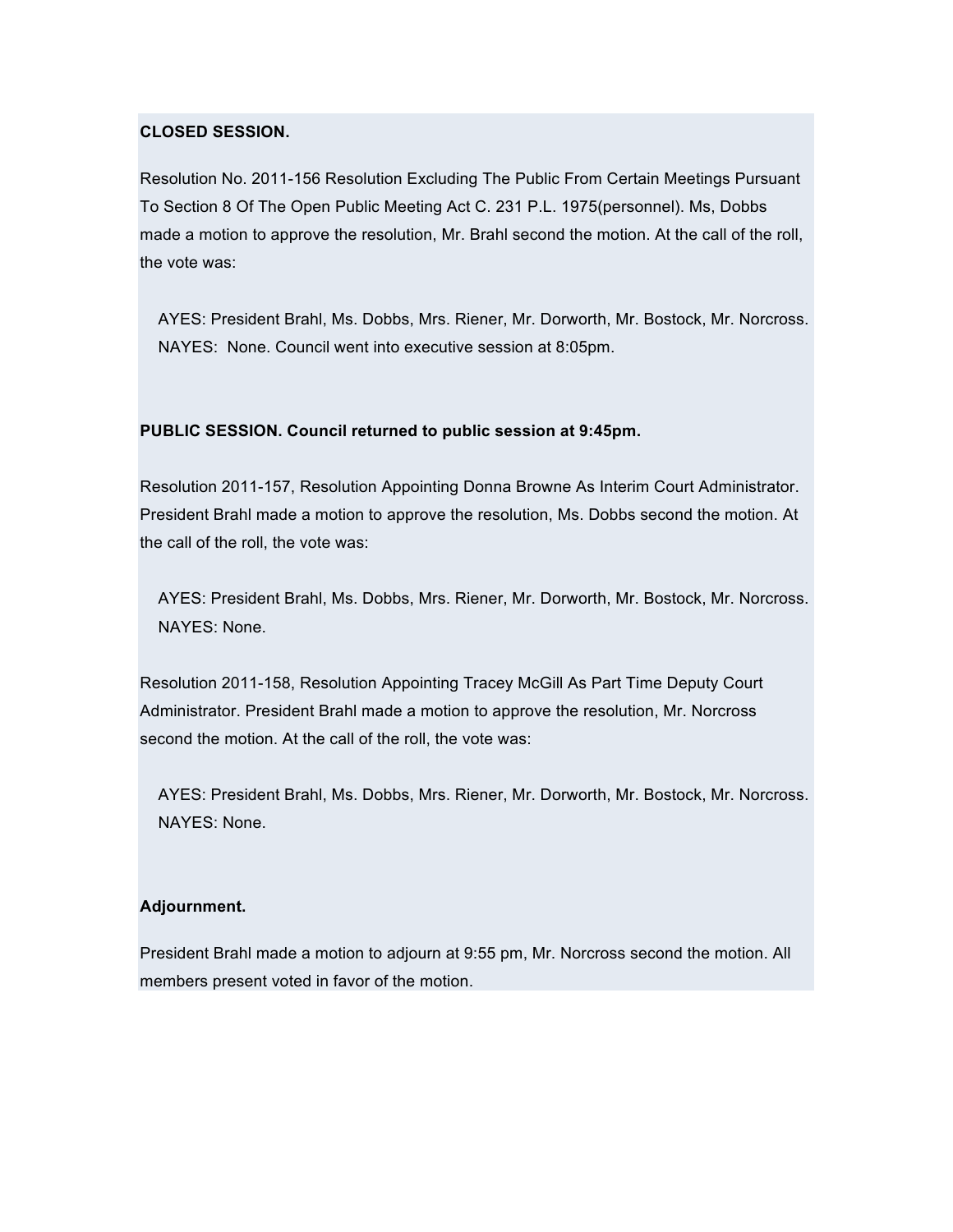**CLOSED SESSION.**

Resolution No. 2011-156 Resolution Excluding The Public From Certain Meetings Pursuant To Section 8 Of The Open Public Meeting Act C. 231 P.L. 1975(personnel). Ms, Dobbs made a motion to approve the resolution, Mr. Brahl second the motion. At the call of the roll, the vote was:

AYES: President Brahl, Ms. Dobbs, Mrs. Riener, Mr. Dorworth, Mr. Bostock, Mr. Norcross.
NAYES: None. Council went into executive session at 8:05pm.

**PUBLIC SESSION. Council returned to public session at 9:45pm.**

Resolution 2011-157, Resolution Appointing Donna Browne As Interim Court Administrator. President Brahl made a motion to approve the resolution, Ms. Dobbs second the motion. At the call of the roll, the vote was:

AYES: President Brahl, Ms. Dobbs, Mrs. Riener, Mr. Dorworth, Mr. Bostock, Mr. Norcross.
NAYES: None.

Resolution 2011-158, Resolution Appointing Tracey McGill As Part Time Deputy Court Administrator. President Brahl made a motion to approve the resolution, Mr. Norcross second the motion. At the call of the roll, the vote was:

AYES: President Brahl, Ms. Dobbs, Mrs. Riener, Mr. Dorworth, Mr. Bostock, Mr. Norcross.
NAYES: None.

**Adjournment.**

President Brahl made a motion to adjourn at 9:55 pm, Mr. Norcross second the motion. All members present voted in favor of the motion.